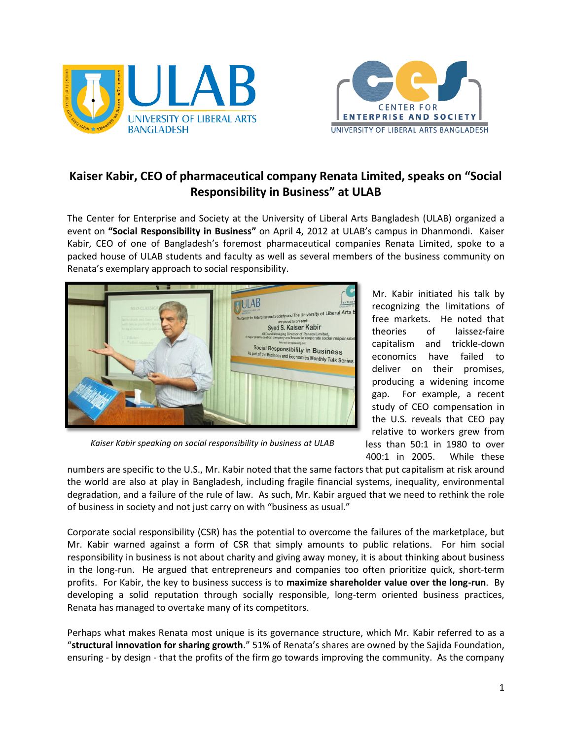# Kaiser Kabir, CEO of pharmaceutical company Renata Limited, speaks on "Social Responsibility in Business" at ULAB

The Center for Enterprise and Society at the University of Liberal Arts Bangladesh (ULAB) organized a event on **"Social Responsibility in Business"** on April 4, 2012 at ULAB's campus in Dhanmondi. Kaiser Kabir, CEO of one of Bangladesh's foremost pharmaceutical companies Renata Limited, spoke to a packed house of ULAB students and faculty as well as several members of the business community on Renata's exemplary approach to social responsibility.

*Kaiser Kabir speaking on social responsibility in business at ULAB*

Mr. Kabir initiated his talk by recognizing the limitations of free markets. He noted that theories of laissez-faire capitalism and trickle-down economics have failed to deliver on their promises, producing a widening income gap. For example, a recent study of CEO compensation in the U.S. reveals that CEO pay relative to workers grew from less than 50:1 in 1980 to over 400:1 in 2005. While these numbers are specific to the U.S., Mr. Kabir noted that the same factors that put capitalism at risk around the world are also at play in Bangladesh, including fragile financial systems, inequality, environmental degradation, and a failure of the rule of law. As such, Mr. Kabir argued that we need to rethink the role of business in society and not just carry on with "business as usual."

Corporate social responsibility (CSR) has the potential to overcome the failures of the marketplace, but Mr. Kabir warned against a form of CSR that simply amounts to public relations. For him social responsibility in business is not about charity and giving away money, it is about thinking about business in the long-run. He argued that entrepreneurs and companies too often prioritize quick, short-term profits. For Kabir, the key to business success is to **maximize shareholder value over the long-run**. By developing a solid reputation through socially responsible, long-term oriented business practices, Renata has managed to overtake many of its competitors.

Perhaps what makes Renata most unique is its governance structure, which Mr. Kabir referred to as a "**structural innovation for sharing growth**." 51% of Renata's shares are owned by the Sajida Foundation, ensuring - by design - that the profits of the firm go towards improving the community. As the company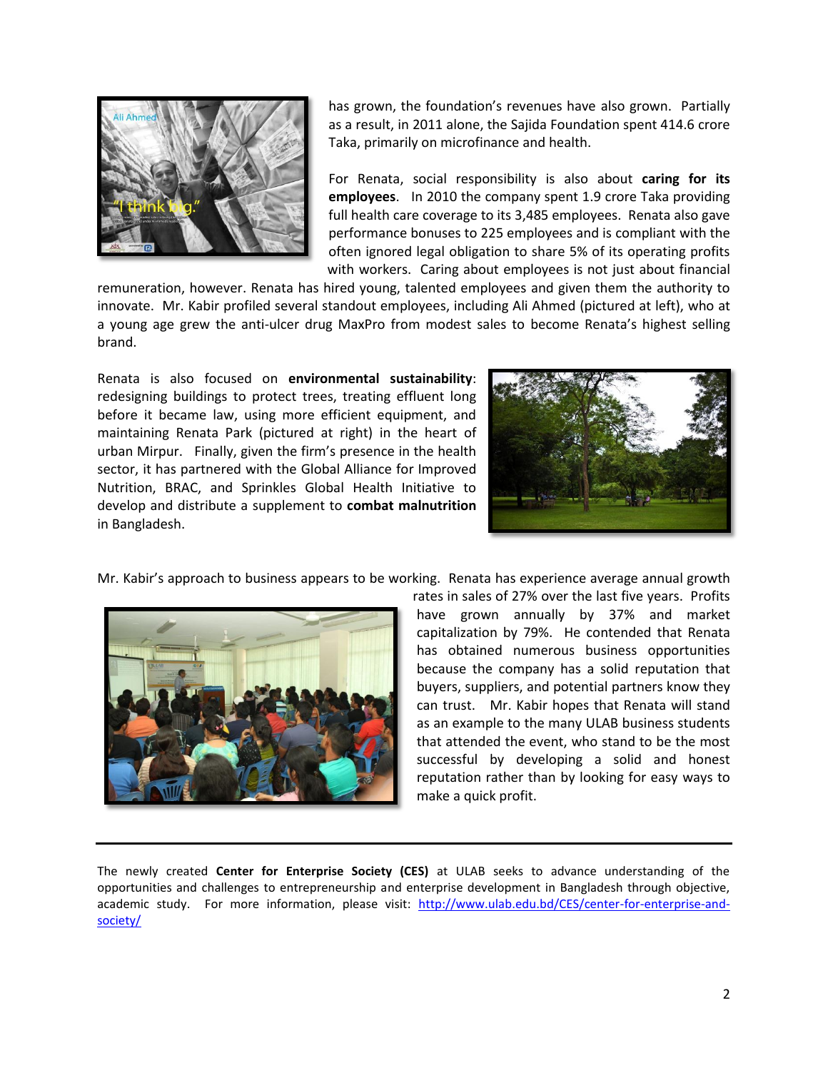has grown, the foundation's revenues have also grown. Partially as a result, in 2011 alone, the Sajida Foundation spent 414.6 crore Taka, primarily on microfinance and health.

For Renata, social responsibility is also about **caring for its employees**. In 2010 the company spent 1.9 crore Taka providing full health care coverage to its 3,485 employees. Renata also gave performance bonuses to 225 employees and is compliant with the often ignored legal obligation to share 5% of its operating profits with workers. Caring about employees is not just about financial remuneration, however. Renata has hired young, talented employees and given them the authority to innovate. Mr. Kabir profiled several standout employees, including Ali Ahmed (pictured at left), who at a young age grew the anti-ulcer drug MaxPro from modest sales to become Renata's highest selling brand.

Renata is also focused on **environmental sustainability**: redesigning buildings to protect trees, treating effluent long before it became law, using more efficient equipment, and maintaining Renata Park (pictured at right) in the heart of urban Mirpur. Finally, given the firm's presence in the health sector, it has partnered with the Global Alliance for Improved Nutrition, BRAC, and Sprinkles Global Health Initiative to develop and distribute a supplement to **combat malnutrition** in Bangladesh.

Mr. Kabir's approach to business appears to be working. Renata has experience average annual growth rates in sales of 27% over the last five years. Profits have grown annually by 37% and market capitalization by 79%. He contended that Renata has obtained numerous business opportunities because the company has a solid reputation that buyers, suppliers, and potential partners know they can trust. Mr. Kabir hopes that Renata will stand as an example to the many ULAB business students that attended the event, who stand to be the most successful by developing a solid and honest reputation rather than by looking for easy ways to make a quick profit.

---

The newly created **Center for Enterprise Society (CES)** at ULAB seeks to advance understanding of the opportunities and challenges to entrepreneurship and enterprise development in Bangladesh through objective, academic study. For more information, please visit: http://www.ulab.edu.bd/CES/center-for-enterprise-and-society/